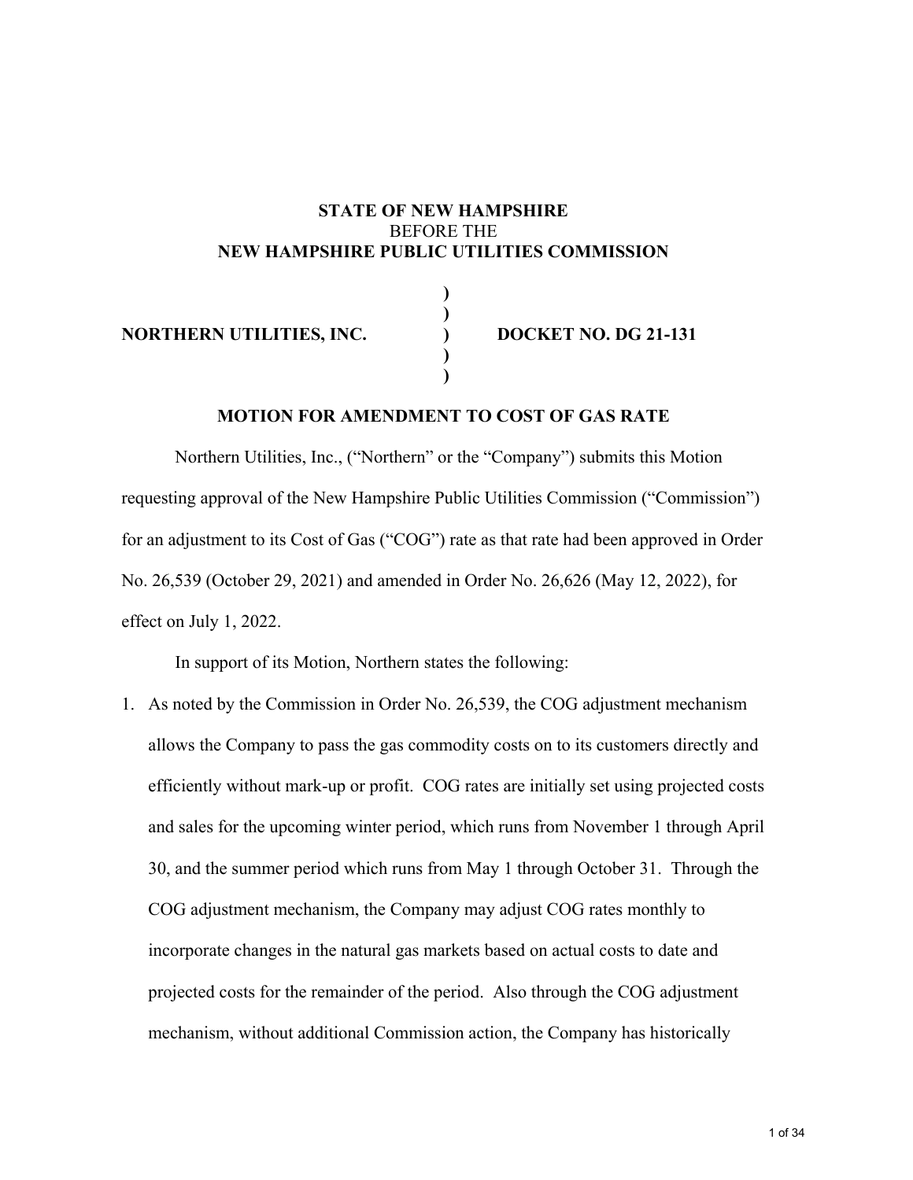**STATE OF NEW HAMPSHIRE**
BEFORE THE
**NEW HAMPSHIRE PUBLIC UTILITIES COMMISSION**

| | | |
|---|---|---|
| | **)** | |
| | **)** | |
| **NORTHERN UTILITIES, INC.** | **)** | **DOCKET NO. DG 21-131** |
| | **)** | |
| | **)** | |

**MOTION FOR AMENDMENT TO COST OF GAS RATE**

Northern Utilities, Inc., ("Northern" or the "Company") submits this Motion requesting approval of the New Hampshire Public Utilities Commission ("Commission") for an adjustment to its Cost of Gas ("COG") rate as that rate had been approved in Order No. 26,539 (October 29, 2021) and amended in Order No. 26,626 (May 12, 2022), for effect on July 1, 2022.

In support of its Motion, Northern states the following:

1. As noted by the Commission in Order No. 26,539, the COG adjustment mechanism allows the Company to pass the gas commodity costs on to its customers directly and efficiently without mark-up or profit. COG rates are initially set using projected costs and sales for the upcoming winter period, which runs from November 1 through April 30, and the summer period which runs from May 1 through October 31. Through the COG adjustment mechanism, the Company may adjust COG rates monthly to incorporate changes in the natural gas markets based on actual costs to date and projected costs for the remainder of the period. Also through the COG adjustment mechanism, without additional Commission action, the Company has historically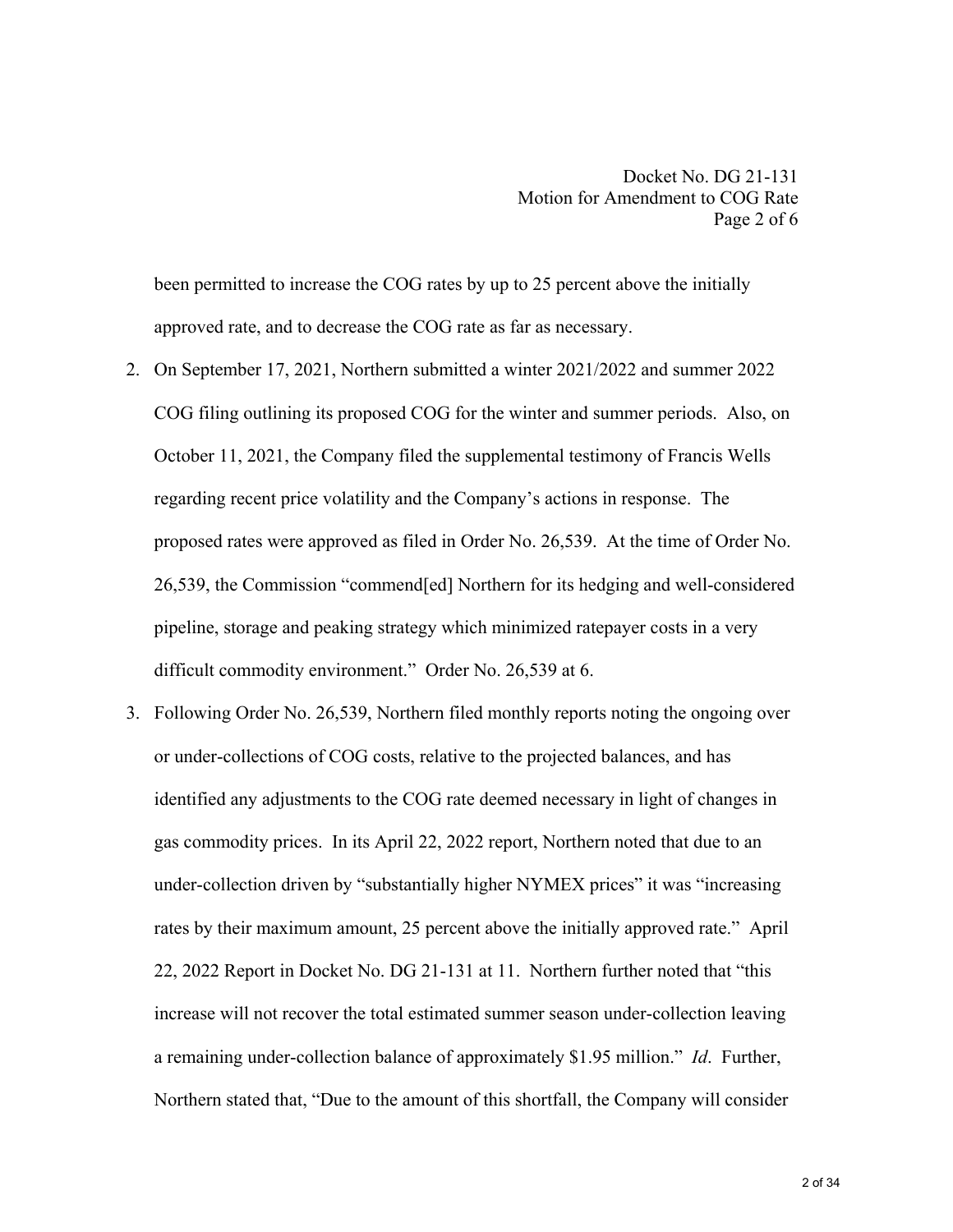been permitted to increase the COG rates by up to 25 percent above the initially approved rate, and to decrease the COG rate as far as necessary.

2. On September 17, 2021, Northern submitted a winter 2021/2022 and summer 2022 COG filing outlining its proposed COG for the winter and summer periods. Also, on October 11, 2021, the Company filed the supplemental testimony of Francis Wells regarding recent price volatility and the Company's actions in response. The proposed rates were approved as filed in Order No. 26,539. At the time of Order No. 26,539, the Commission "commend[ed] Northern for its hedging and well-considered pipeline, storage and peaking strategy which minimized ratepayer costs in a very difficult commodity environment." Order No. 26,539 at 6.

3. Following Order No. 26,539, Northern filed monthly reports noting the ongoing over or under-collections of COG costs, relative to the projected balances, and has identified any adjustments to the COG rate deemed necessary in light of changes in gas commodity prices. In its April 22, 2022 report, Northern noted that due to an under-collection driven by "substantially higher NYMEX prices" it was "increasing rates by their maximum amount, 25 percent above the initially approved rate." April 22, 2022 Report in Docket No. DG 21-131 at 11. Northern further noted that "this increase will not recover the total estimated summer season under-collection leaving a remaining under-collection balance of approximately $1.95 million." *Id*. Further, Northern stated that, "Due to the amount of this shortfall, the Company will consider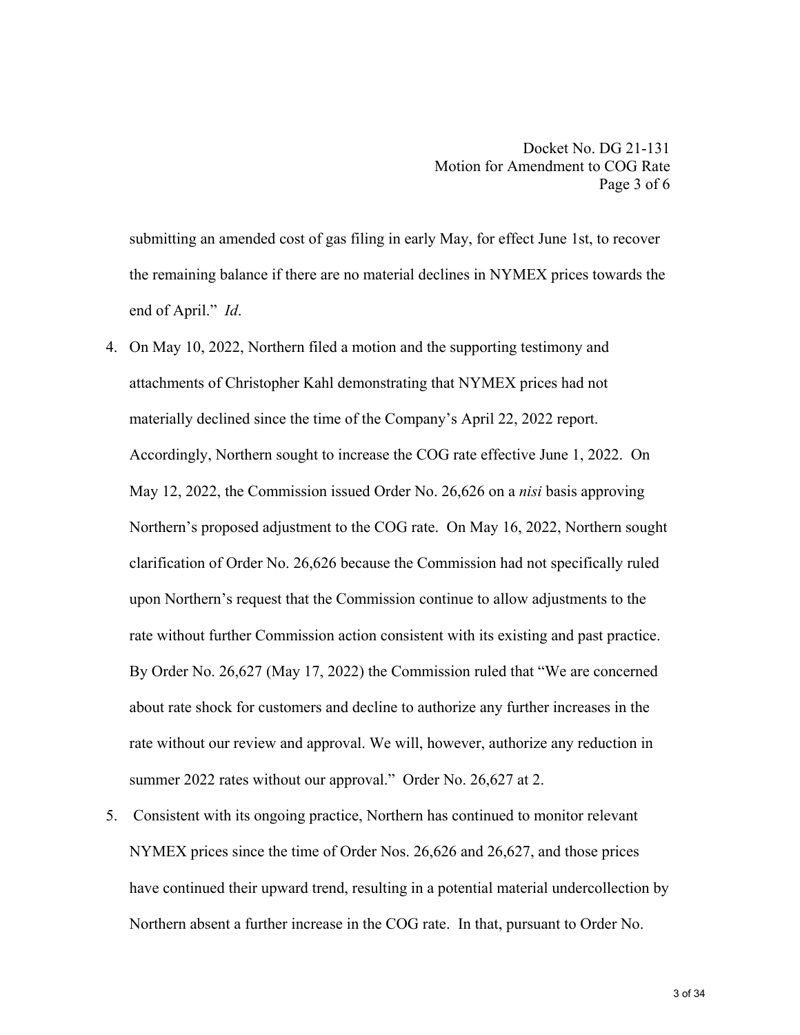submitting an amended cost of gas filing in early May, for effect June 1st, to recover the remaining balance if there are no material declines in NYMEX prices towards the end of April." *Id*.

4. On May 10, 2022, Northern filed a motion and the supporting testimony and attachments of Christopher Kahl demonstrating that NYMEX prices had not materially declined since the time of the Company's April 22, 2022 report. Accordingly, Northern sought to increase the COG rate effective June 1, 2022. On May 12, 2022, the Commission issued Order No. 26,626 on a *nisi* basis approving Northern's proposed adjustment to the COG rate. On May 16, 2022, Northern sought clarification of Order No. 26,626 because the Commission had not specifically ruled upon Northern's request that the Commission continue to allow adjustments to the rate without further Commission action consistent with its existing and past practice. By Order No. 26,627 (May 17, 2022) the Commission ruled that "We are concerned about rate shock for customers and decline to authorize any further increases in the rate without our review and approval. We will, however, authorize any reduction in summer 2022 rates without our approval." Order No. 26,627 at 2.

5. Consistent with its ongoing practice, Northern has continued to monitor relevant NYMEX prices since the time of Order Nos. 26,626 and 26,627, and those prices have continued their upward trend, resulting in a potential material undercollection by Northern absent a further increase in the COG rate. In that, pursuant to Order No.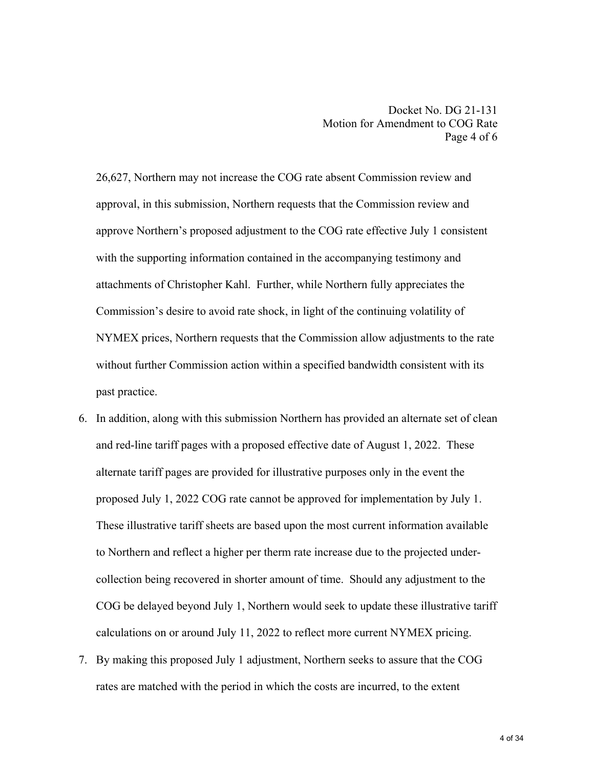26,627, Northern may not increase the COG rate absent Commission review and approval, in this submission, Northern requests that the Commission review and approve Northern's proposed adjustment to the COG rate effective July 1 consistent with the supporting information contained in the accompanying testimony and attachments of Christopher Kahl. Further, while Northern fully appreciates the Commission's desire to avoid rate shock, in light of the continuing volatility of NYMEX prices, Northern requests that the Commission allow adjustments to the rate without further Commission action within a specified bandwidth consistent with its past practice.

6. In addition, along with this submission Northern has provided an alternate set of clean and red-line tariff pages with a proposed effective date of August 1, 2022. These alternate tariff pages are provided for illustrative purposes only in the event the proposed July 1, 2022 COG rate cannot be approved for implementation by July 1. These illustrative tariff sheets are based upon the most current information available to Northern and reflect a higher per therm rate increase due to the projected under-collection being recovered in shorter amount of time. Should any adjustment to the COG be delayed beyond July 1, Northern would seek to update these illustrative tariff calculations on or around July 11, 2022 to reflect more current NYMEX pricing.

7. By making this proposed July 1 adjustment, Northern seeks to assure that the COG rates are matched with the period in which the costs are incurred, to the extent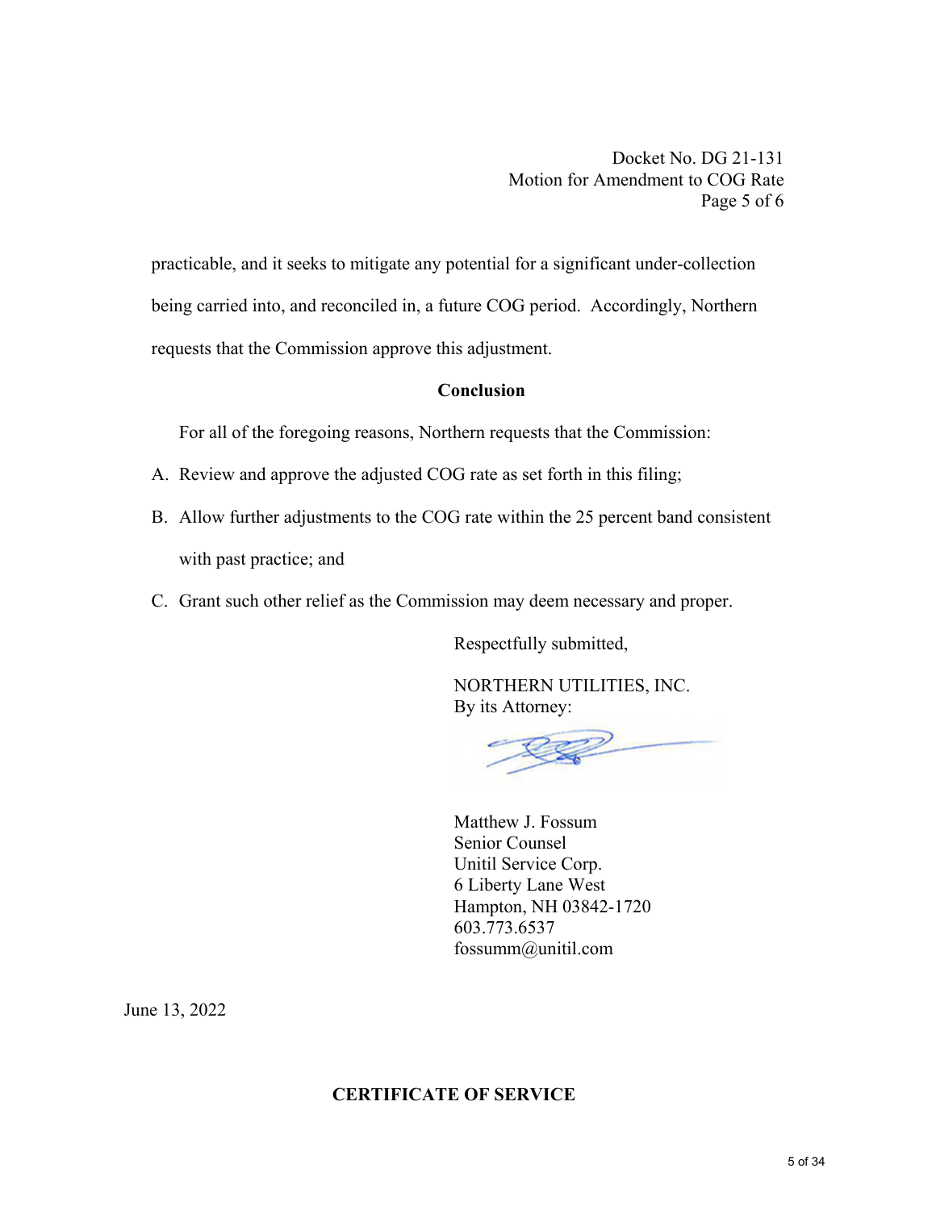practicable, and it seeks to mitigate any potential for a significant under-collection being carried into, and reconciled in, a future COG period. Accordingly, Northern requests that the Commission approve this adjustment.

**Conclusion**

For all of the foregoing reasons, Northern requests that the Commission:

A. Review and approve the adjusted COG rate as set forth in this filing;

B. Allow further adjustments to the COG rate within the 25 percent band consistent with past practice; and

C. Grant such other relief as the Commission may deem necessary and proper.

Respectfully submitted,

NORTHERN UTILITIES, INC.
By its Attorney:

Matthew J. Fossum
Senior Counsel
Unitil Service Corp.
6 Liberty Lane West
Hampton, NH 03842-1720
603.773.6537
fossumm@unitil.com

June 13, 2022

**CERTIFICATE OF SERVICE**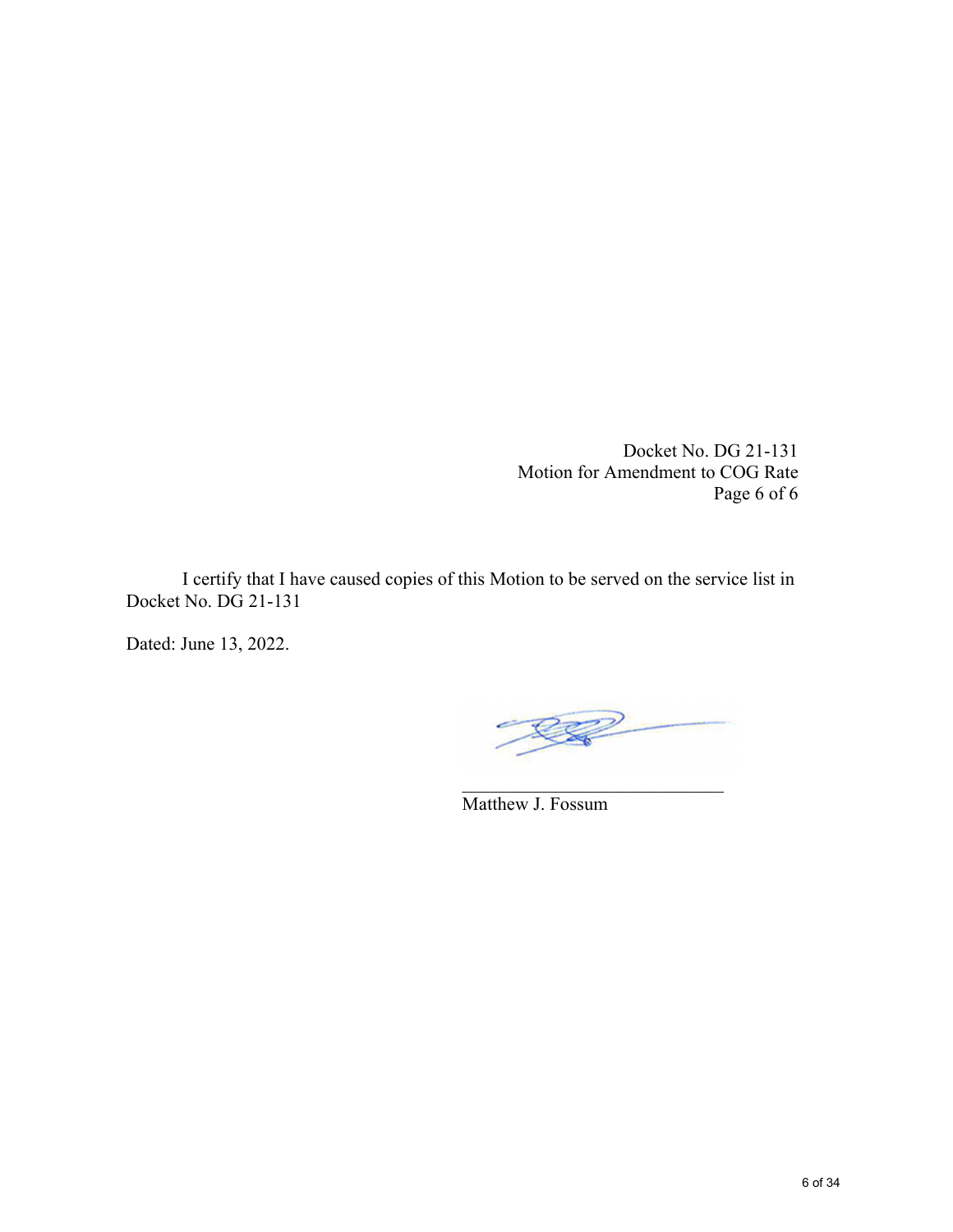Docket No. DG 21-131
Motion for Amendment to COG Rate

I certify that I have caused copies of this Motion to be served on the service list in Docket No. DG 21-131

Dated: June 13, 2022.

\_\_\_\_\_\_\_\_\_\_\_\_\_\_\_\_\_\_\_\_\_\_\_\_\_\_\_\_\_\_
Matthew J. Fossum